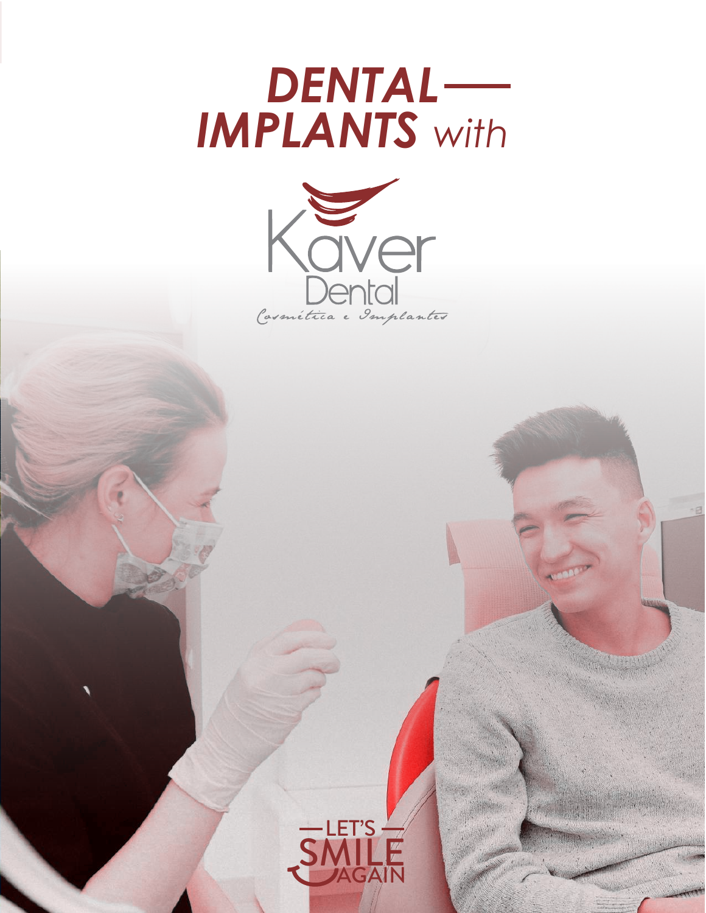# *DENTAL IMPLANTS with*

Kaver Dental

*Cosmética e Implantes*

LET'S SMILE AGAIN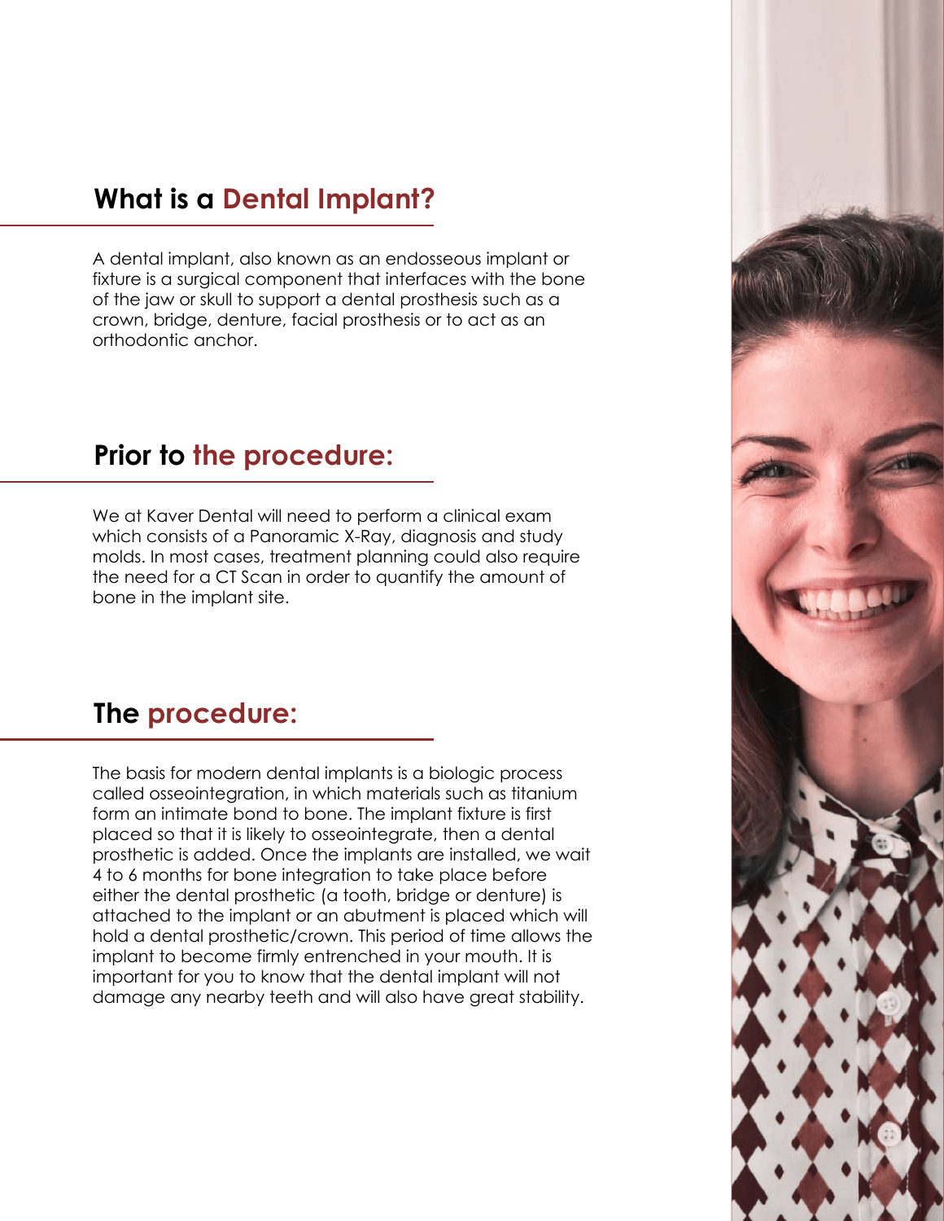## What is a Dental Implant?

A dental implant, also known as an endosseous implant or fixture is a surgical component that interfaces with the bone of the jaw or skull to support a dental prosthesis such as a crown, bridge, denture, facial prosthesis or to act as an orthodontic anchor.

## Prior to the procedure:

We at Kaver Dental will need to perform a clinical exam which consists of a Panoramic X-Ray, diagnosis and study molds. In most cases, treatment planning could also require the need for a CT Scan in order to quantify the amount of bone in the implant site.

## The procedure:

The basis for modern dental implants is a biologic process called osseointegration, in which materials such as titanium form an intimate bond to bone. The implant fixture is first placed so that it is likely to osseointegrate, then a dental prosthetic is added. Once the implants are installed, we wait 4 to 6 months for bone integration to take place before either the dental prosthetic (a tooth, bridge or denture) is attached to the implant or an abutment is placed which will hold a dental prosthetic/crown. This period of time allows the implant to become firmly entrenched in your mouth. It is important for you to know that the dental implant will not damage any nearby teeth and will also have great stability.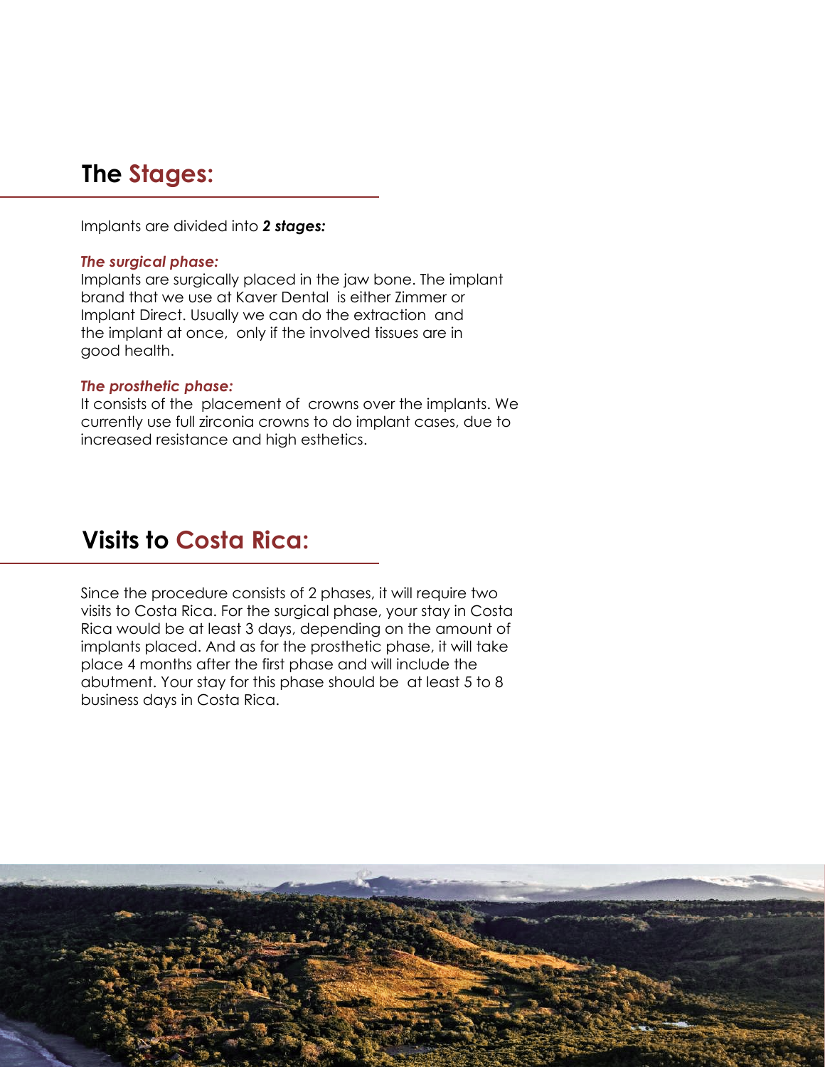## The Stages:

Implants are divided into ***2 stages:***

***The surgical phase:***
Implants are surgically placed in the jaw bone. The implant brand that we use at Kaver Dental is either Zimmer or Implant Direct. Usually we can do the extraction and the implant at once, only if the involved tissues are in good health.

***The prosthetic phase:***
It consists of the placement of crowns over the implants. We currently use full zirconia crowns to do implant cases, due to increased resistance and high esthetics.

## Visits to Costa Rica:

Since the procedure consists of 2 phases, it will require two visits to Costa Rica. For the surgical phase, your stay in Costa Rica would be at least 3 days, depending on the amount of implants placed. And as for the prosthetic phase, it will take place 4 months after the first phase and will include the abutment. Your stay for this phase should be at least 5 to 8 business days in Costa Rica.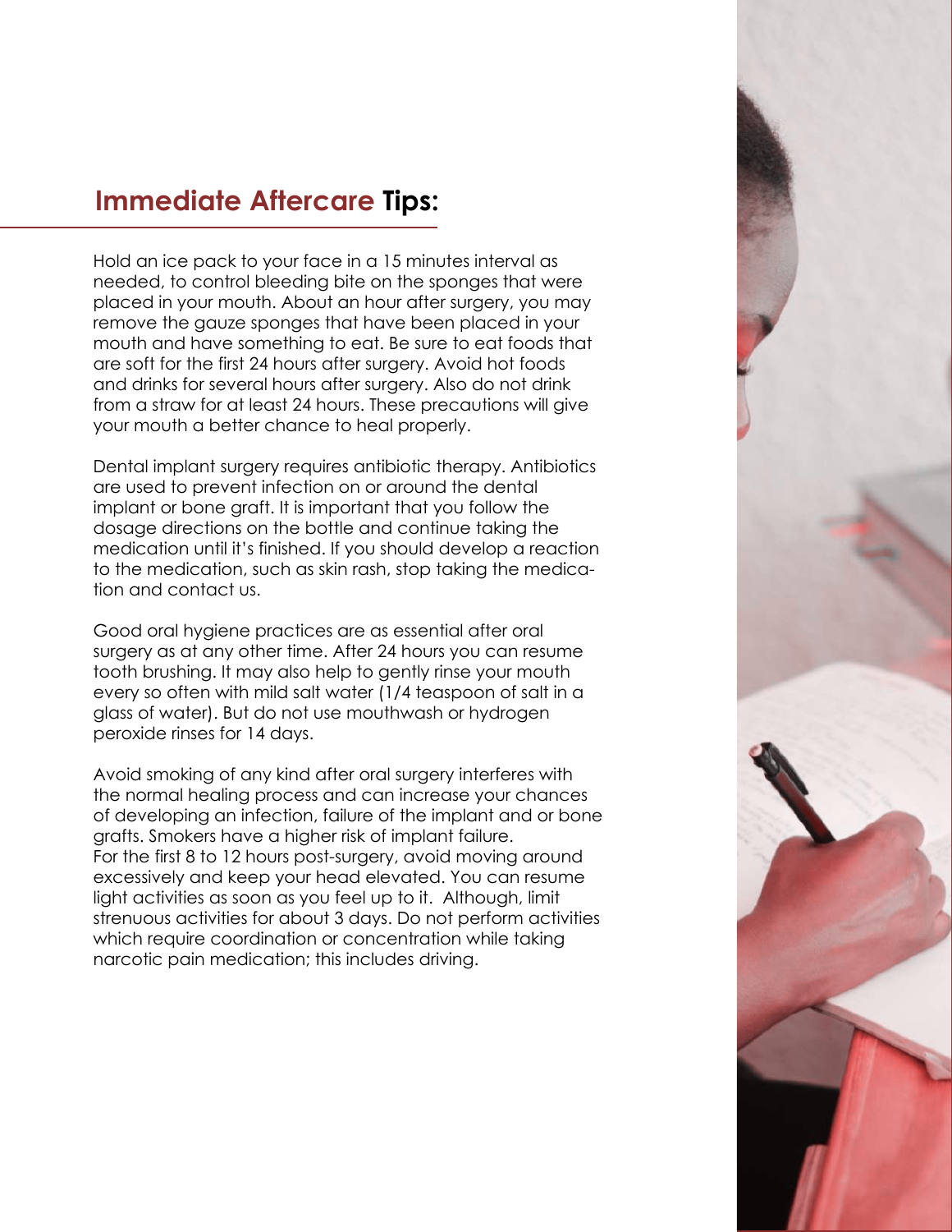## Immediate Aftercare Tips:

Hold an ice pack to your face in a 15 minutes interval as needed, to control bleeding bite on the sponges that were placed in your mouth. About an hour after surgery, you may remove the gauze sponges that have been placed in your mouth and have something to eat. Be sure to eat foods that are soft for the first 24 hours after surgery. Avoid hot foods and drinks for several hours after surgery. Also do not drink from a straw for at least 24 hours. These precautions will give your mouth a better chance to heal properly.

Dental implant surgery requires antibiotic therapy. Antibiotics are used to prevent infection on or around the dental implant or bone graft. It is important that you follow the dosage directions on the bottle and continue taking the medication until it's finished. If you should develop a reaction to the medication, such as skin rash, stop taking the medication and contact us.

Good oral hygiene practices are as essential after oral surgery as at any other time. After 24 hours you can resume tooth brushing. It may also help to gently rinse your mouth every so often with mild salt water (1/4 teaspoon of salt in a glass of water). But do not use mouthwash or hydrogen peroxide rinses for 14 days.

Avoid smoking of any kind after oral surgery interferes with the normal healing process and can increase your chances of developing an infection, failure of the implant and or bone grafts. Smokers have a higher risk of implant failure.
For the first 8 to 12 hours post-surgery, avoid moving around excessively and keep your head elevated. You can resume light activities as soon as you feel up to it. Although, limit strenuous activities for about 3 days. Do not perform activities which require coordination or concentration while taking narcotic pain medication; this includes driving.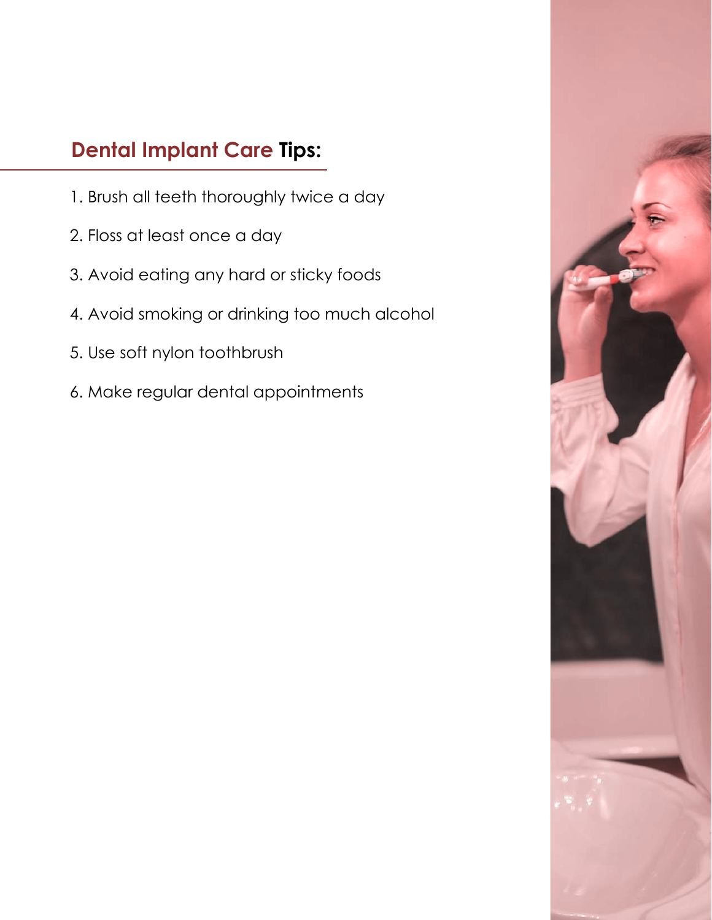## Dental Implant Care Tips:

1. Brush all teeth thoroughly twice a day
2. Floss at least once a day
3. Avoid eating any hard or sticky foods
4. Avoid smoking or drinking too much alcohol
5. Use soft nylon toothbrush
6. Make regular dental appointments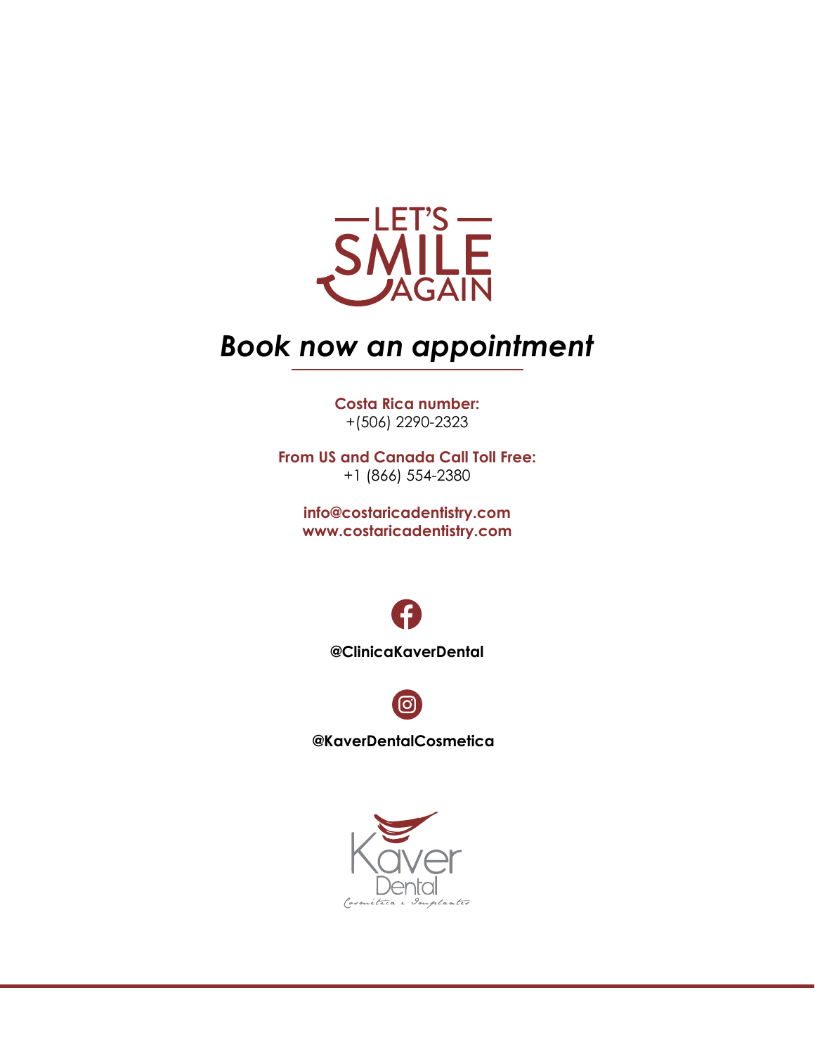LET'S SMILE AGAIN

## *Book now an appointment*

**Costa Rica number:**
+(506) 2290-2323

**From US and Canada Call Toll Free:**
+1 (866) 554-2380

**info@costaricadentistry.com**
**www.costaricadentistry.com**

**@ClinicaKaverDental**

**@KaverDentalCosmetica**

Kaver Dental
Cosmética e Implantes